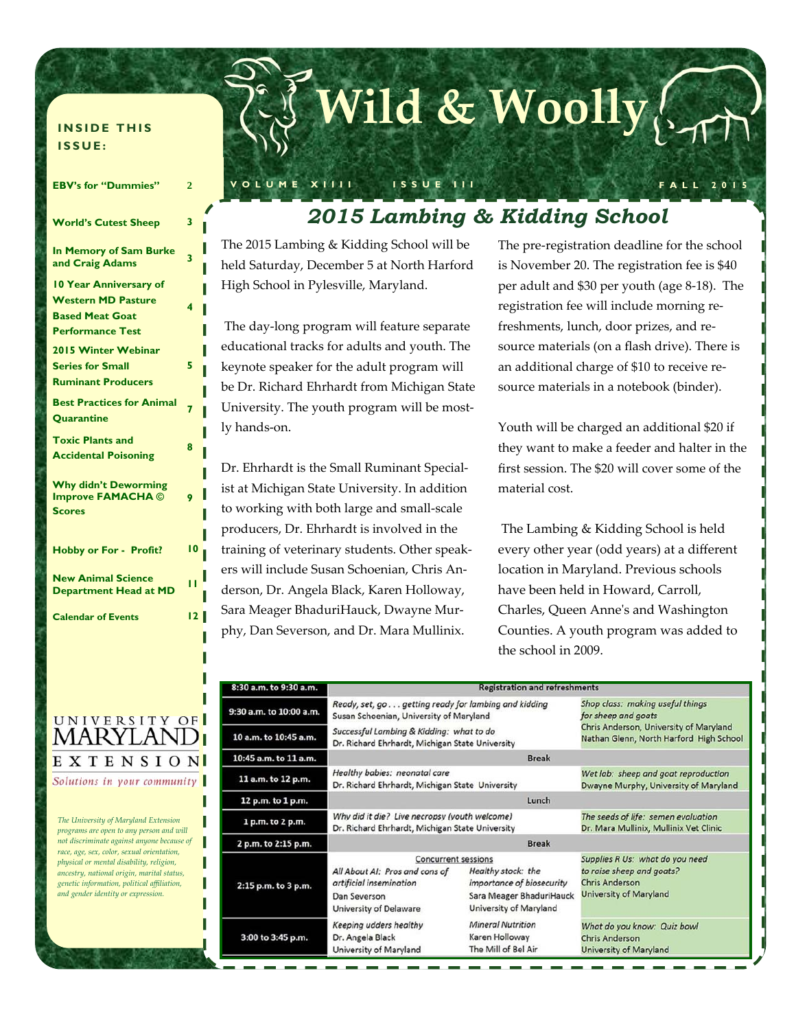# Wild & Woolly

VOLUME XIIII ISSUE III FALL 2015

**INSIDE THIS ISSUE:**

| | |
|---|---|
| EBV's for "Dummies" | 2 |
| World's Cutest Sheep | 3 |
| In Memory of Sam Burke and Craig Adams | 3 |
| 10 Year Anniversary of Western MD Pasture Based Meat Goat Performance Test | 4 |
| 2015 Winter Webinar Series for Small Ruminant Producers | 5 |
| Best Practices for Animal Quarantine | 7 |
| Toxic Plants and Accidental Poisoning | 8 |
| Why didn't Deworming Improve FAMACHA © Scores | 9 |
| Hobby or For - Profit? | 10 |
| New Animal Science Department Head at MD | 11 |
| Calendar of Events | 12 |

## *2015 Lambing & Kidding School*

The 2015 Lambing & Kidding School will be held Saturday, December 5 at North Harford High School in Pylesville, Maryland.

The day-long program will feature separate educational tracks for adults and youth. The keynote speaker for the adult program will be Dr. Richard Ehrhardt from Michigan State University. The youth program will be mostly hands-on.

Dr. Ehrhardt is the Small Ruminant Specialist at Michigan State University. In addition to working with both large and small-scale producers, Dr. Ehrhardt is involved in the training of veterinary students. Other speakers will include Susan Schoenian, Chris Anderson, Dr. Angela Black, Karen Holloway, Sara Meager BhaduriHauck, Dwayne Murphy, Dan Severson, and Dr. Mara Mullinix.

The pre-registration deadline for the school is November 20. The registration fee is $40 per adult and $30 per youth (age 8-18). The registration fee will include morning refreshments, lunch, door prizes, and resource materials (on a flash drive). There is an additional charge of $10 to receive resource materials in a notebook (binder).

Youth will be charged an additional $20 if they want to make a feeder and halter in the first session. The $20 will cover some of the material cost.

The Lambing & Kidding School is held every other year (odd years) at a different location in Maryland. Previous schools have been held in Howard, Carroll, Charles, Queen Anne's and Washington Counties. A youth program was added to the school in 2009.

| | | | |
|---|---|---|---|
| 8:30 a.m. to 9:30 a.m. | Registration and refreshments | | |
| 9:30 a.m. to 10:00 a.m. | *Ready, set, go . . . getting ready for lambing and kidding* Susan Schoenian, University of Maryland | | *Shop class: making useful things for sheep and goats* Chris Anderson, University of Maryland Nathan Glenn, North Harford High School |
| 10 a.m. to 10:45 a.m. | *Successful Lambing & Kidding: what to do* Dr. Richard Ehrhardt, Michigan State University | | |
| 10:45 a.m. to 11 a.m. | Break | | |
| 11 a.m. to 12 p.m. | *Healthy babies: neonatal care* Dr. Richard Ehrhardt, Michigan State University | | *Wet lab: sheep and goat reproduction* Dwayne Murphy, University of Maryland |
| 12 p.m. to 1 p.m. | Lunch | | |
| 1 p.m. to 2 p.m. | *Why did it die? Live necropsy (youth welcome)* Dr. Richard Ehrhardt, Michigan State University | | *The seeds of life: semen evaluation* Dr. Mara Mullinix, Mullinix Vet Clinic |
| 2 p.m. to 2:15 p.m. | Break | | |
| 2:15 p.m. to 3 p.m. | Concurrent sessions<br>*All About AI: Pros and cons of artificial insemination* Dan Severson University of Delaware | *Healthy stock: the importance of biosecurity* Sara Meager BhaduriHauck University of Maryland | *Supplies R Us: what do you need to raise sheep and goats?* Chris Anderson University of Maryland |
| 3:00 to 3:45 p.m. | *Keeping udders healthy* Dr. Angela Black University of Maryland | *Mineral Nutrition* Karen Holloway The Mill of Bel Air | *What do you know: Quiz bowl* Chris Anderson University of Maryland |

UNIVERSITY OF MARYLAND EXTENSION

*Solutions in your community*

*The University of Maryland Extension programs are open to any person and will not discriminate against anyone because of race, age, sex, color, sexual orientation, physical or mental disability, religion, ancestry, national origin, marital status, genetic information, political affiliation, and gender identity or expression.*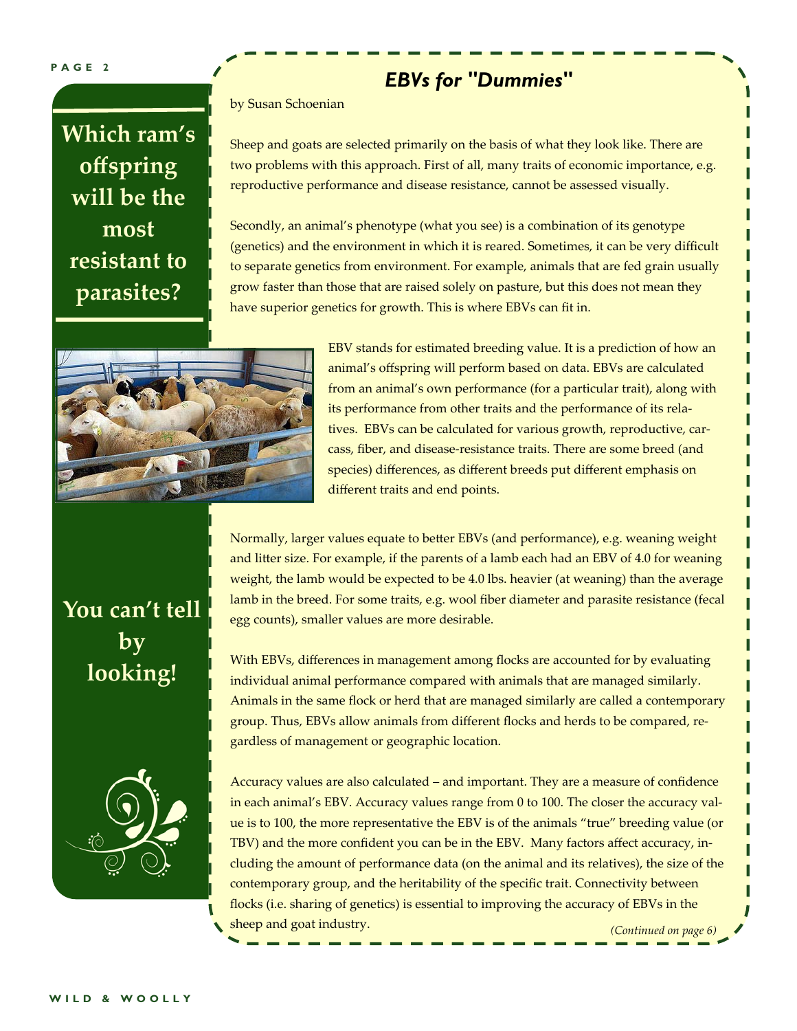**Which ram's offspring will be the most resistant to parasites?**

**You can't tell by looking!**

# *EBVs for "Dummies"*

by Susan Schoenian

Sheep and goats are selected primarily on the basis of what they look like. There are two problems with this approach. First of all, many traits of economic importance, e.g. reproductive performance and disease resistance, cannot be assessed visually.

Secondly, an animal's phenotype (what you see) is a combination of its genotype (genetics) and the environment in which it is reared. Sometimes, it can be very difficult to separate genetics from environment. For example, animals that are fed grain usually grow faster than those that are raised solely on pasture, but this does not mean they have superior genetics for growth. This is where EBVs can fit in.

EBV stands for estimated breeding value. It is a prediction of how an animal's offspring will perform based on data. EBVs are calculated from an animal's own performance (for a particular trait), along with its performance from other traits and the performance of its relatives. EBVs can be calculated for various growth, reproductive, carcass, fiber, and disease-resistance traits. There are some breed (and species) differences, as different breeds put different emphasis on different traits and end points.

Normally, larger values equate to better EBVs (and performance), e.g. weaning weight and litter size. For example, if the parents of a lamb each had an EBV of 4.0 for weaning weight, the lamb would be expected to be 4.0 lbs. heavier (at weaning) than the average lamb in the breed. For some traits, e.g. wool fiber diameter and parasite resistance (fecal egg counts), smaller values are more desirable.

With EBVs, differences in management among flocks are accounted for by evaluating individual animal performance compared with animals that are managed similarly. Animals in the same flock or herd that are managed similarly are called a contemporary group. Thus, EBVs allow animals from different flocks and herds to be compared, regardless of management or geographic location.

Accuracy values are also calculated – and important. They are a measure of confidence in each animal's EBV. Accuracy values range from 0 to 100. The closer the accuracy value is to 100, the more representative the EBV is of the animals "true" breeding value (or TBV) and the more confident you can be in the EBV. Many factors affect accuracy, including the amount of performance data (on the animal and its relatives), the size of the contemporary group, and the heritability of the specific trait. Connectivity between flocks (i.e. sharing of genetics) is essential to improving the accuracy of EBVs in the sheep and goat industry.

*(Continued on page 6)*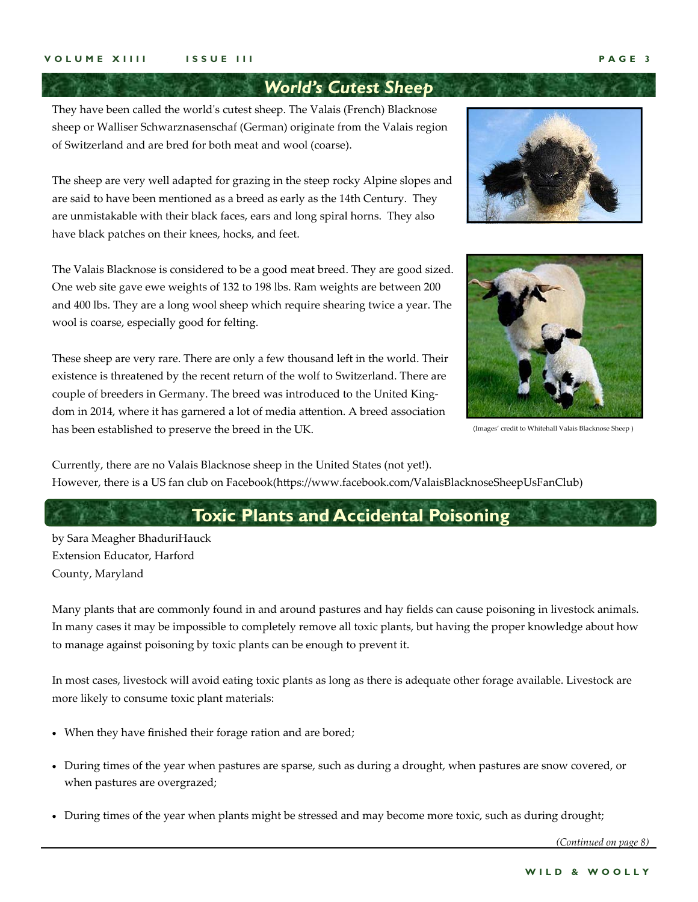## World's Cutest Sheep

They have been called the world's cutest sheep. The Valais (French) Blacknose sheep or Walliser Schwarznasenschaf (German) originate from the Valais region of Switzerland and are bred for both meat and wool (coarse).

The sheep are very well adapted for grazing in the steep rocky Alpine slopes and are said to have been mentioned as a breed as early as the 14th Century. They are unmistakable with their black faces, ears and long spiral horns. They also have black patches on their knees, hocks, and feet.

The Valais Blacknose is considered to be a good meat breed. They are good sized. One web site gave ewe weights of 132 to 198 lbs. Ram weights are between 200 and 400 lbs. They are a long wool sheep which require shearing twice a year. The wool is coarse, especially good for felting.

These sheep are very rare. There are only a few thousand left in the world. Their existence is threatened by the recent return of the wolf to Switzerland. There are couple of breeders in Germany. The breed was introduced to the United Kingdom in 2014, where it has garnered a lot of media attention. A breed association has been established to preserve the breed in the UK.

(Images' credit to Whitehall Valais Blacknose Sheep )

Currently, there are no Valais Blacknose sheep in the United States (not yet!). However, there is a US fan club on Facebook(https://www.facebook.com/ValaisBlacknoseSheepUsFanClub)

## Toxic Plants and Accidental Poisoning

by Sara Meagher BhaduriHauck
Extension Educator, Harford County, Maryland

Many plants that are commonly found in and around pastures and hay fields can cause poisoning in livestock animals. In many cases it may be impossible to completely remove all toxic plants, but having the proper knowledge about how to manage against poisoning by toxic plants can be enough to prevent it.

In most cases, livestock will avoid eating toxic plants as long as there is adequate other forage available. Livestock are more likely to consume toxic plant materials:

- When they have finished their forage ration and are bored;
- During times of the year when pastures are sparse, such as during a drought, when pastures are snow covered, or when pastures are overgrazed;
- During times of the year when plants might be stressed and may become more toxic, such as during drought;

*(Continued on page 8)*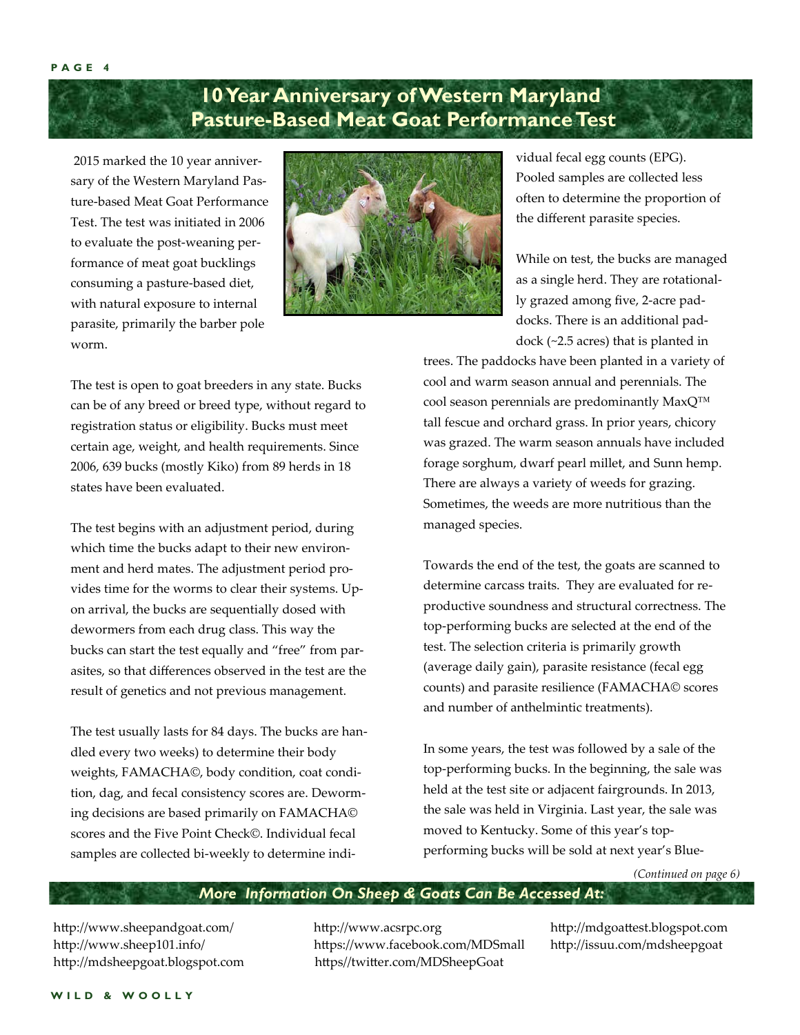# 10 Year Anniversary of Western Maryland Pasture-Based Meat Goat Performance Test

2015 marked the 10 year anniversary of the Western Maryland Pasture-based Meat Goat Performance Test. The test was initiated in 2006 to evaluate the post-weaning performance of meat goat bucklings consuming a pasture-based diet, with natural exposure to internal parasite, primarily the barber pole worm.

The test is open to goat breeders in any state. Bucks can be of any breed or breed type, without regard to registration status or eligibility. Bucks must meet certain age, weight, and health requirements. Since 2006, 639 bucks (mostly Kiko) from 89 herds in 18 states have been evaluated.

The test begins with an adjustment period, during which time the bucks adapt to their new environment and herd mates. The adjustment period provides time for the worms to clear their systems. Upon arrival, the bucks are sequentially dosed with dewormers from each drug class. This way the bucks can start the test equally and "free" from parasites, so that differences observed in the test are the result of genetics and not previous management.

The test usually lasts for 84 days. The bucks are handled every two weeks) to determine their body weights, FAMACHA©, body condition, coat condition, dag, and fecal consistency scores are. Deworming decisions are based primarily on FAMACHA© scores and the Five Point Check©. Individual fecal samples are collected bi-weekly to determine individual fecal egg counts (EPG). Pooled samples are collected less often to determine the proportion of the different parasite species.

While on test, the bucks are managed as a single herd. They are rotationally grazed among five, 2-acre paddocks. There is an additional paddock (~2.5 acres) that is planted in trees. The paddocks have been planted in a variety of cool and warm season annual and perennials. The cool season perennials are predominantly MaxQ™ tall fescue and orchard grass. In prior years, chicory was grazed. The warm season annuals have included forage sorghum, dwarf pearl millet, and Sunn hemp. There are always a variety of weeds for grazing. Sometimes, the weeds are more nutritious than the managed species.

Towards the end of the test, the goats are scanned to determine carcass traits. They are evaluated for reproductive soundness and structural correctness. The top-performing bucks are selected at the end of the test. The selection criteria is primarily growth (average daily gain), parasite resistance (fecal egg counts) and parasite resilience (FAMACHA© scores and number of anthelmintic treatments).

In some years, the test was followed by a sale of the top-performing bucks. In the beginning, the sale was held at the test site or adjacent fairgrounds. In 2013, the sale was held in Virginia. Last year, the sale was moved to Kentucky. Some of this year's top-performing bucks will be sold at next year's Blue-

*(Continued on page 6)*

### *More Information On Sheep & Goats Can Be Accessed At:*

http://www.sheepandgoat.com/
http://www.sheep101.info/
http://mdsheepgoat.blogspot.com
http://www.acsrpc.org
https://www.facebook.com/MDSmall
https//twitter.com/MDSheepGoat
http://mdgoattest.blogspot.com
http://issuu.com/mdsheepgoat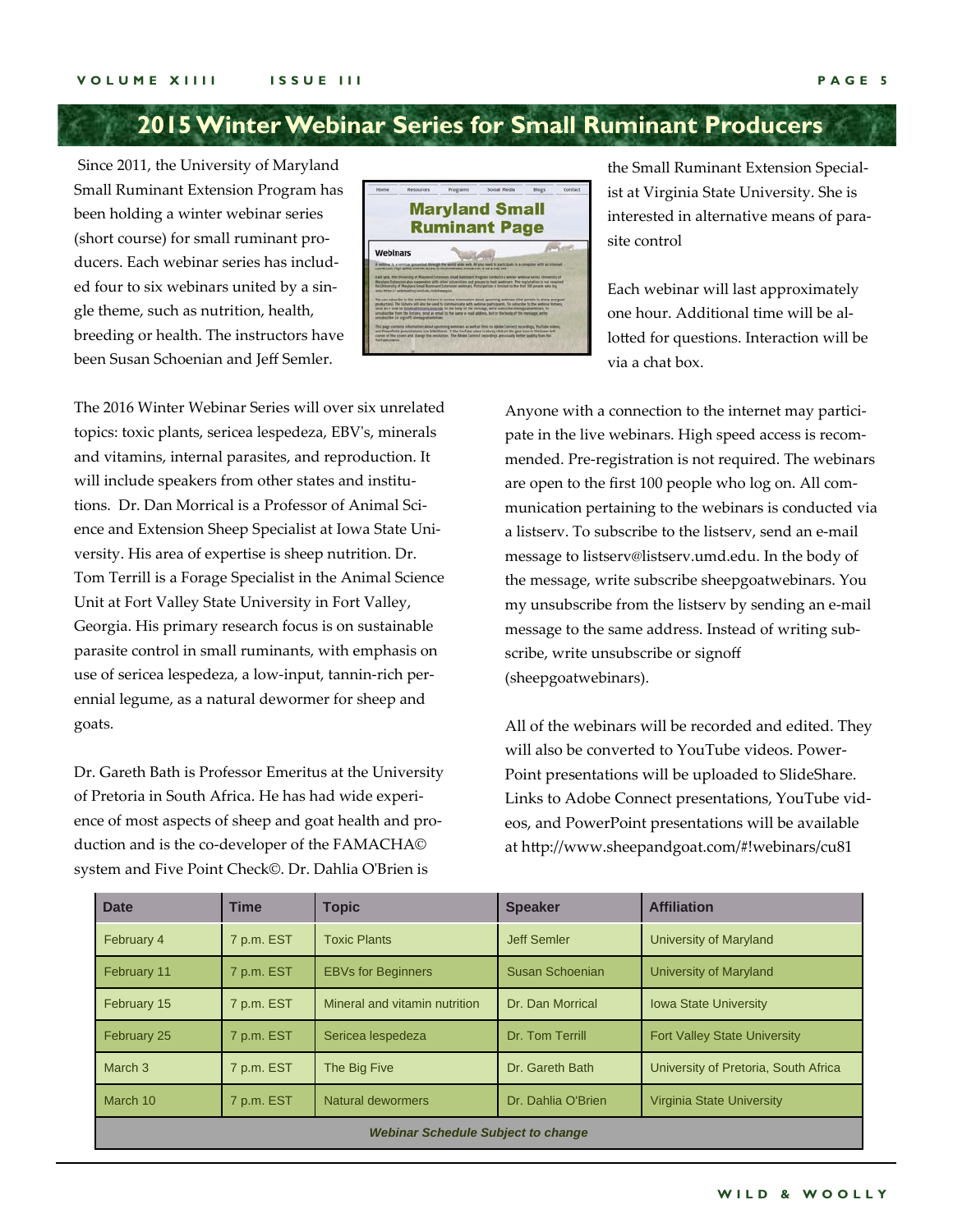## 2015 Winter Webinar Series for Small Ruminant Producers

Since 2011, the University of Maryland Small Ruminant Extension Program has been holding a winter webinar series (short course) for small ruminant producers. Each webinar series has included four to six webinars united by a single theme, such as nutrition, health, breeding or health. The instructors have been Susan Schoenian and Jeff Semler.

The 2016 Winter Webinar Series will over six unrelated topics: toxic plants, sericea lespedeza, EBV's, minerals and vitamins, internal parasites, and reproduction. It will include speakers from other states and institutions. Dr. Dan Morrical is a Professor of Animal Science and Extension Sheep Specialist at Iowa State University. His area of expertise is sheep nutrition. Dr. Tom Terrill is a Forage Specialist in the Animal Science Unit at Fort Valley State University in Fort Valley, Georgia. His primary research focus is on sustainable parasite control in small ruminants, with emphasis on use of sericea lespedeza, a low-input, tannin-rich perennial legume, as a natural dewormer for sheep and goats.

Dr. Gareth Bath is Professor Emeritus at the University of Pretoria in South Africa. He has had wide experience of most aspects of sheep and goat health and production and is the co-developer of the FAMACHA© system and Five Point Check©. Dr. Dahlia O'Brien is the Small Ruminant Extension Specialist at Virginia State University. She is interested in alternative means of parasite control

Each webinar will last approximately one hour. Additional time will be allotted for questions. Interaction will be via a chat box.

Anyone with a connection to the internet may participate in the live webinars. High speed access is recommended. Pre-registration is not required. The webinars are open to the first 100 people who log on. All communication pertaining to the webinars is conducted via a listserv. To subscribe to the listserv, send an e-mail message to listserv@listserv.umd.edu. In the body of the message, write subscribe sheepgoatwebinars. You my unsubscribe from the listserv by sending an e-mail message to the same address. Instead of writing subscribe, write unsubscribe or signoff (sheepgoatwebinars).

All of the webinars will be recorded and edited. They will also be converted to YouTube videos. PowerPoint presentations will be uploaded to SlideShare. Links to Adobe Connect presentations, YouTube videos, and PowerPoint presentations will be available at http://www.sheepandgoat.com/#!webinars/cu81

| Date | Time | Topic | Speaker | Affiliation |
|---|---|---|---|---|
| February 4 | 7 p.m. EST | Toxic Plants | Jeff Semler | University of Maryland |
| February 11 | 7 p.m. EST | EBVs for Beginners | Susan Schoenian | University of Maryland |
| February 15 | 7 p.m. EST | Mineral and vitamin nutrition | Dr. Dan Morrical | Iowa State University |
| February 25 | 7 p.m. EST | Sericea lespedeza | Dr. Tom Terrill | Fort Valley State University |
| March 3 | 7 p.m. EST | The Big Five | Dr. Gareth Bath | University of Pretoria, South Africa |
| March 10 | 7 p.m. EST | Natural dewormers | Dr. Dahlia O'Brien | Virginia State University |
| ***Webinar Schedule Subject to change*** | | | | |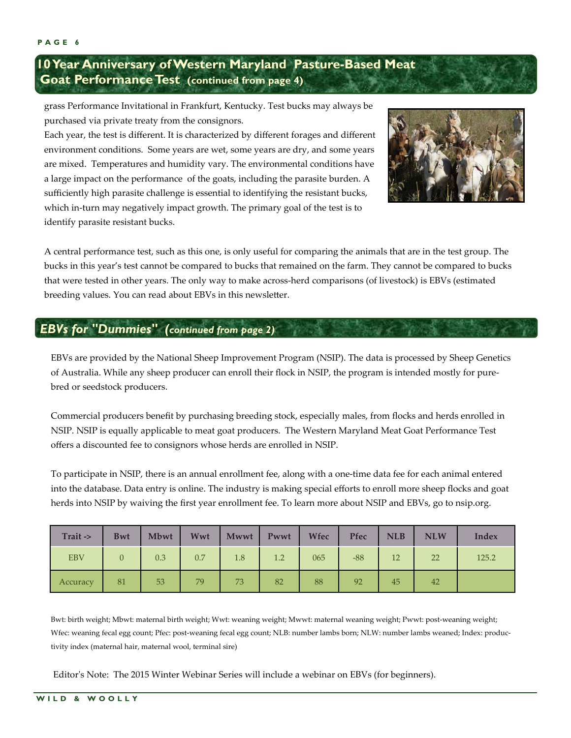## 10 Year Anniversary of Western Maryland Pasture-Based Meat Goat Performance Test (continued from page 4)

grass Performance Invitational in Frankfurt, Kentucky. Test bucks may always be purchased via private treaty from the consignors.

Each year, the test is different. It is characterized by different forages and different environment conditions. Some years are wet, some years are dry, and some years are mixed. Temperatures and humidity vary. The environmental conditions have a large impact on the performance of the goats, including the parasite burden. A sufficiently high parasite challenge is essential to identifying the resistant bucks, which in-turn may negatively impact growth. The primary goal of the test is to identify parasite resistant bucks.

A central performance test, such as this one, is only useful for comparing the animals that are in the test group. The bucks in this year's test cannot be compared to bucks that remained on the farm. They cannot be compared to bucks that were tested in other years. The only way to make across-herd comparisons (of livestock) is EBVs (estimated breeding values. You can read about EBVs in this newsletter.

## *EBVs for "Dummies" (continued from page 2)*

EBVs are provided by the National Sheep Improvement Program (NSIP). The data is processed by Sheep Genetics of Australia. While any sheep producer can enroll their flock in NSIP, the program is intended mostly for purebred or seedstock producers.

Commercial producers benefit by purchasing breeding stock, especially males, from flocks and herds enrolled in NSIP. NSIP is equally applicable to meat goat producers. The Western Maryland Meat Goat Performance Test offers a discounted fee to consignors whose herds are enrolled in NSIP.

To participate in NSIP, there is an annual enrollment fee, along with a one-time data fee for each animal entered into the database. Data entry is online. The industry is making special efforts to enroll more sheep flocks and goat herds into NSIP by waiving the first year enrollment fee. To learn more about NSIP and EBVs, go to nsip.org.

| Trait -> | Bwt | Mbwt | Wwt | Mwwt | Pwwt | Wfec | Pfec | NLB | NLW | Index |
|---|---|---|---|---|---|---|---|---|---|---|
| EBV | 0 | 0.3 | 0.7 | 1.8 | 1.2 | 065 | -88 | 12 | 22 | 125.2 |
| Accuracy | 81 | 53 | 79 | 73 | 82 | 88 | 92 | 45 | 42 | |

Bwt: birth weight; Mbwt: maternal birth weight; Wwt: weaning weight; Mwwt: maternal weaning weight; Pwwt: post-weaning weight; Wfec: weaning fecal egg count; Pfec: post-weaning fecal egg count; NLB: number lambs born; NLW: number lambs weaned; Index: productivity index (maternal hair, maternal wool, terminal sire)

Editor's Note: The 2015 Winter Webinar Series will include a webinar on EBVs (for beginners).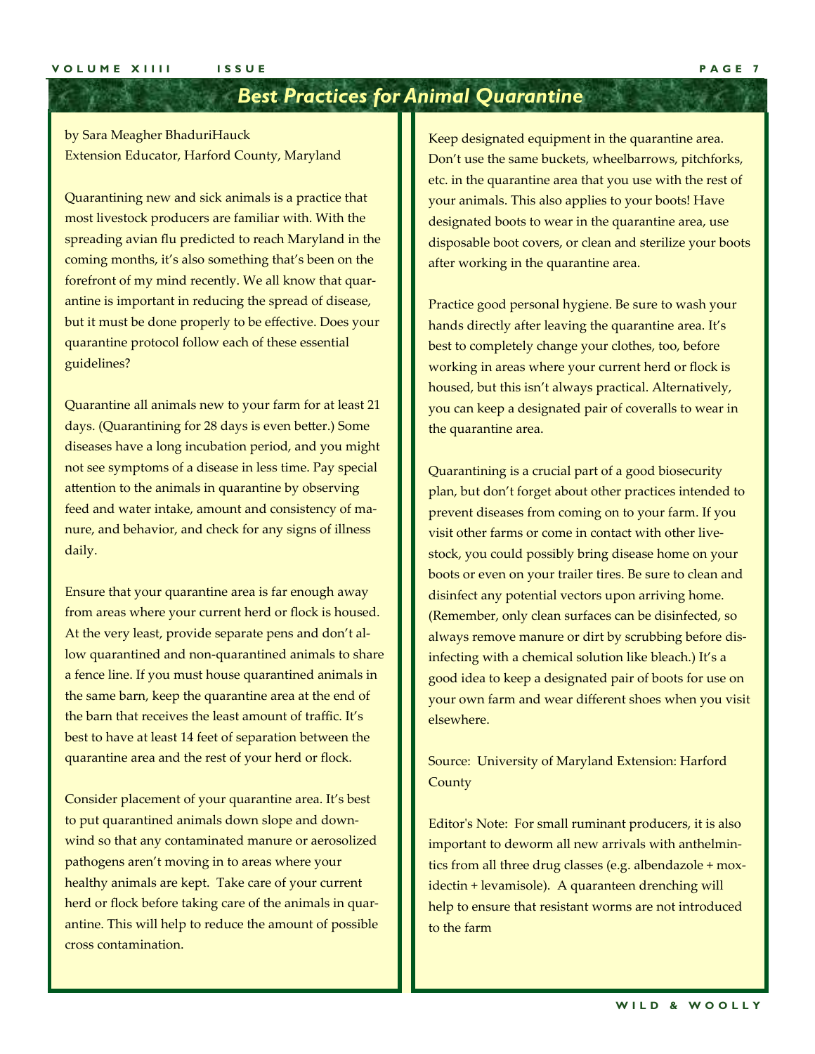# Best Practices for Animal Quarantine

by Sara Meagher BhaduriHauck
Extension Educator, Harford County, Maryland

Quarantining new and sick animals is a practice that most livestock producers are familiar with. With the spreading avian flu predicted to reach Maryland in the coming months, it's also something that's been on the forefront of my mind recently. We all know that quarantine is important in reducing the spread of disease, but it must be done properly to be effective. Does your quarantine protocol follow each of these essential guidelines?

Quarantine all animals new to your farm for at least 21 days. (Quarantining for 28 days is even better.) Some diseases have a long incubation period, and you might not see symptoms of a disease in less time. Pay special attention to the animals in quarantine by observing feed and water intake, amount and consistency of manure, and behavior, and check for any signs of illness daily.

Ensure that your quarantine area is far enough away from areas where your current herd or flock is housed. At the very least, provide separate pens and don't allow quarantined and non-quarantined animals to share a fence line. If you must house quarantined animals in the same barn, keep the quarantine area at the end of the barn that receives the least amount of traffic. It's best to have at least 14 feet of separation between the quarantine area and the rest of your herd or flock.

Consider placement of your quarantine area. It's best to put quarantined animals down slope and downwind so that any contaminated manure or aerosolized pathogens aren't moving in to areas where your healthy animals are kept. Take care of your current herd or flock before taking care of the animals in quarantine. This will help to reduce the amount of possible cross contamination.

Keep designated equipment in the quarantine area. Don't use the same buckets, wheelbarrows, pitchforks, etc. in the quarantine area that you use with the rest of your animals. This also applies to your boots! Have designated boots to wear in the quarantine area, use disposable boot covers, or clean and sterilize your boots after working in the quarantine area.

Practice good personal hygiene. Be sure to wash your hands directly after leaving the quarantine area. It's best to completely change your clothes, too, before working in areas where your current herd or flock is housed, but this isn't always practical. Alternatively, you can keep a designated pair of coveralls to wear in the quarantine area.

Quarantining is a crucial part of a good biosecurity plan, but don't forget about other practices intended to prevent diseases from coming on to your farm. If you visit other farms or come in contact with other livestock, you could possibly bring disease home on your boots or even on your trailer tires. Be sure to clean and disinfect any potential vectors upon arriving home. (Remember, only clean surfaces can be disinfected, so always remove manure or dirt by scrubbing before disinfecting with a chemical solution like bleach.) It's a good idea to keep a designated pair of boots for use on your own farm and wear different shoes when you visit elsewhere.

Source: University of Maryland Extension: Harford County

Editor's Note: For small ruminant producers, it is also important to deworm all new arrivals with anthelmintics from all three drug classes (e.g. albendazole + moxidectin + levamisole). A quaranteen drenching will help to ensure that resistant worms are not introduced to the farm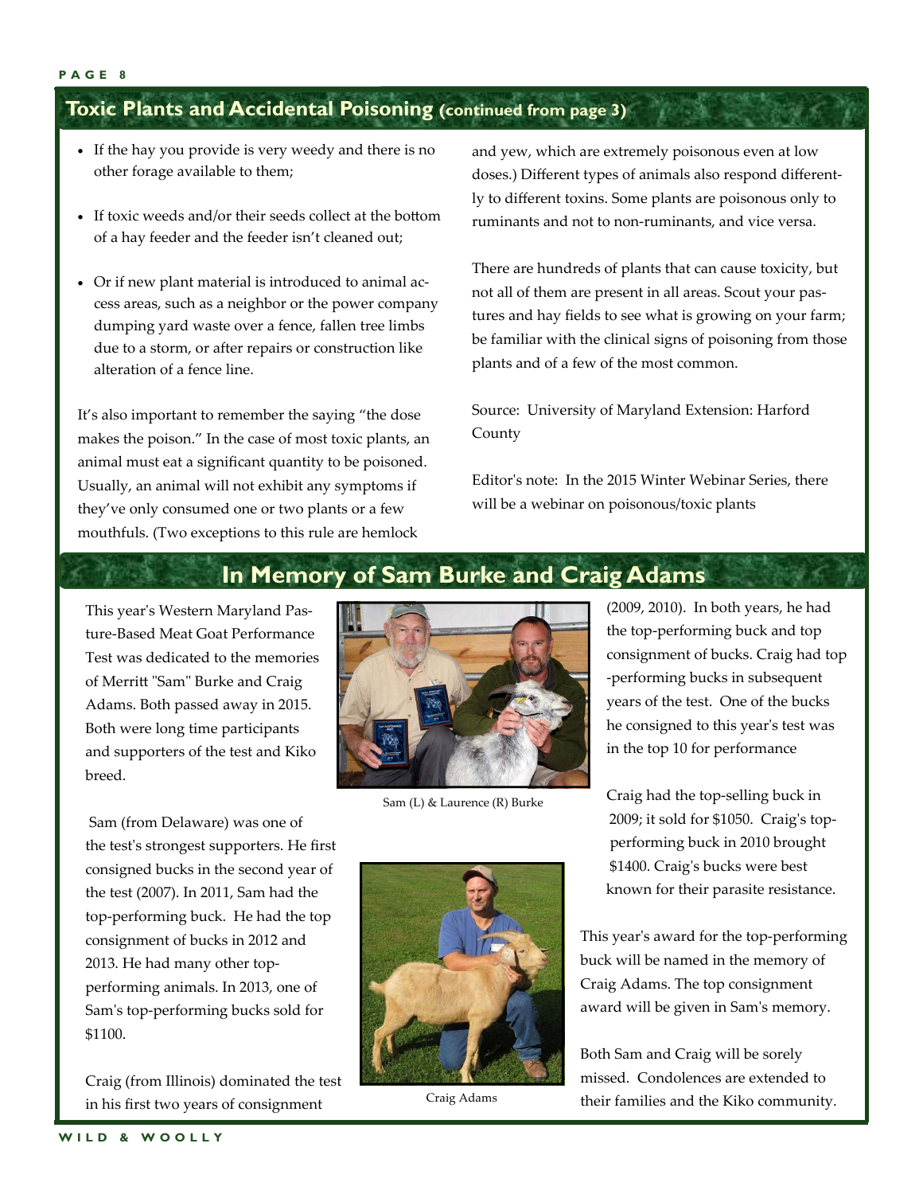## Toxic Plants and Accidental Poisoning (continued from page 3)

- If the hay you provide is very weedy and there is no other forage available to them;
- If toxic weeds and/or their seeds collect at the bottom of a hay feeder and the feeder isn't cleaned out;
- Or if new plant material is introduced to animal access areas, such as a neighbor or the power company dumping yard waste over a fence, fallen tree limbs due to a storm, or after repairs or construction like alteration of a fence line.

It's also important to remember the saying "the dose makes the poison." In the case of most toxic plants, an animal must eat a significant quantity to be poisoned. Usually, an animal will not exhibit any symptoms if they've only consumed one or two plants or a few mouthfuls. (Two exceptions to this rule are hemlock and yew, which are extremely poisonous even at low doses.) Different types of animals also respond differently to different toxins. Some plants are poisonous only to ruminants and not to non-ruminants, and vice versa.

There are hundreds of plants that can cause toxicity, but not all of them are present in all areas. Scout your pastures and hay fields to see what is growing on your farm; be familiar with the clinical signs of poisoning from those plants and of a few of the most common.

Source: University of Maryland Extension: Harford County

Editor's note: In the 2015 Winter Webinar Series, there will be a webinar on poisonous/toxic plants

## In Memory of Sam Burke and Craig Adams

This year's Western Maryland Pasture-Based Meat Goat Performance Test was dedicated to the memories of Merritt "Sam" Burke and Craig Adams. Both passed away in 2015. Both were long time participants and supporters of the test and Kiko breed.

Sam (L) & Laurence (R) Burke

Sam (from Delaware) was one of the test's strongest supporters. He first consigned bucks in the second year of the test (2007). In 2011, Sam had the top-performing buck. He had the top consignment of bucks in 2012 and 2013. He had many other top-performing animals. In 2013, one of Sam's top-performing bucks sold for $1100.

Craig Adams

Craig (from Illinois) dominated the test in his first two years of consignment (2009, 2010). In both years, he had the top-performing buck and top consignment of bucks. Craig had top-performing bucks in subsequent years of the test. One of the bucks he consigned to this year's test was in the top 10 for performance

Craig had the top-selling buck in 2009; it sold for $1050. Craig's top-performing buck in 2010 brought $1400. Craig's bucks were best known for their parasite resistance.

This year's award for the top-performing buck will be named in the memory of Craig Adams. The top consignment award will be given in Sam's memory.

Both Sam and Craig will be sorely missed. Condolences are extended to their families and the Kiko community.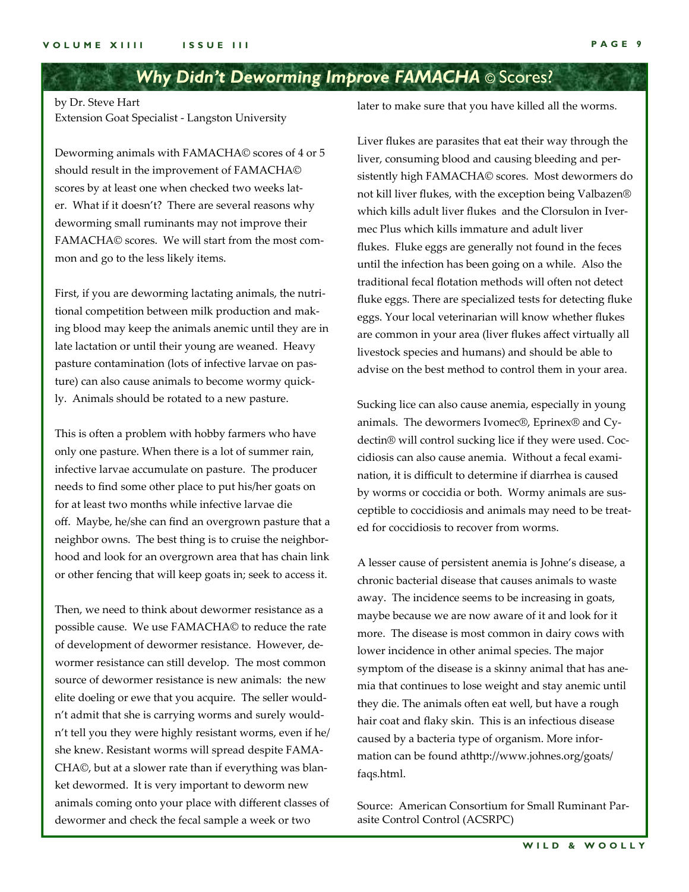## *Why Didn't Deworming Improve FAMACHA* © Scores?

by Dr. Steve Hart
Extension Goat Specialist - Langston University

Deworming animals with FAMACHA© scores of 4 or 5 should result in the improvement of FAMACHA© scores by at least one when checked two weeks later. What if it doesn't? There are several reasons why deworming small ruminants may not improve their FAMACHA© scores. We will start from the most common and go to the less likely items.

First, if you are deworming lactating animals, the nutritional competition between milk production and making blood may keep the animals anemic until they are in late lactation or until their young are weaned. Heavy pasture contamination (lots of infective larvae on pasture) can also cause animals to become wormy quickly. Animals should be rotated to a new pasture.

This is often a problem with hobby farmers who have only one pasture. When there is a lot of summer rain, infective larvae accumulate on pasture. The producer needs to find some other place to put his/her goats on for at least two months while infective larvae die off. Maybe, he/she can find an overgrown pasture that a neighbor owns. The best thing is to cruise the neighborhood and look for an overgrown area that has chain link or other fencing that will keep goats in; seek to access it.

Then, we need to think about dewormer resistance as a possible cause. We use FAMACHA© to reduce the rate of development of dewormer resistance. However, dewormer resistance can still develop. The most common source of dewormer resistance is new animals: the new elite doeling or ewe that you acquire. The seller wouldn't admit that she is carrying worms and surely wouldn't tell you they were highly resistant worms, even if he/she knew. Resistant worms will spread despite FAMACHA©, but at a slower rate than if everything was blanket dewormed. It is very important to deworm new animals coming onto your place with different classes of dewormer and check the fecal sample a week or two later to make sure that you have killed all the worms.

Liver flukes are parasites that eat their way through the liver, consuming blood and causing bleeding and persistently high FAMACHA© scores. Most dewormers do not kill liver flukes, with the exception being Valbazen® which kills adult liver flukes and the Clorsulon in Ivermec Plus which kills immature and adult liver flukes. Fluke eggs are generally not found in the feces until the infection has been going on a while. Also the traditional fecal flotation methods will often not detect fluke eggs. There are specialized tests for detecting fluke eggs. Your local veterinarian will know whether flukes are common in your area (liver flukes affect virtually all livestock species and humans) and should be able to advise on the best method to control them in your area.

Sucking lice can also cause anemia, especially in young animals. The dewormers Ivomec®, Eprinex® and Cydectin® will control sucking lice if they were used. Coccidiosis can also cause anemia. Without a fecal examination, it is difficult to determine if diarrhea is caused by worms or coccidia or both. Wormy animals are susceptible to coccidiosis and animals may need to be treated for coccidiosis to recover from worms.

A lesser cause of persistent anemia is Johne's disease, a chronic bacterial disease that causes animals to waste away. The incidence seems to be increasing in goats, maybe because we are now aware of it and look for it more. The disease is most common in dairy cows with lower incidence in other animal species. The major symptom of the disease is a skinny animal that has anemia that continues to lose weight and stay anemic until they die. The animals often eat well, but have a rough hair coat and flaky skin. This is an infectious disease caused by a bacteria type of organism. More information can be found athttp://www.johnes.org/goats/faqs.html.

Source: American Consortium for Small Ruminant Parasite Control Control (ACSRPC)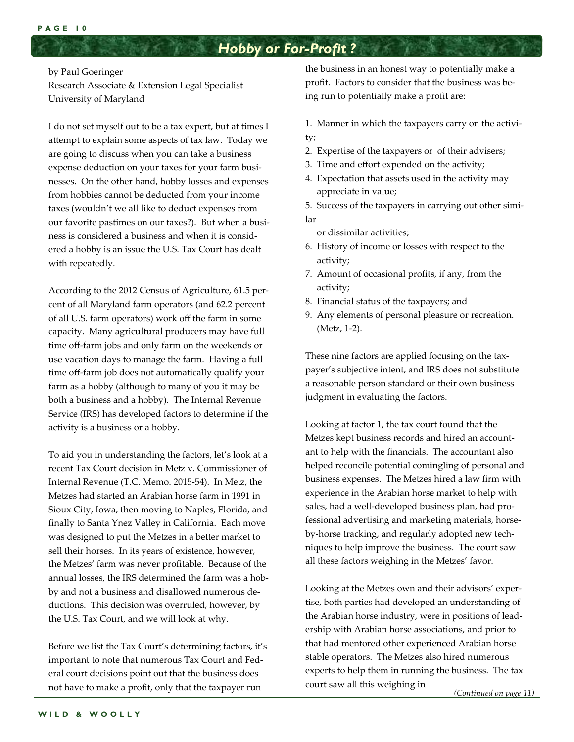# Hobby or For-Profit ?

by Paul Goeringer
Research Associate & Extension Legal Specialist
University of Maryland

I do not set myself out to be a tax expert, but at times I attempt to explain some aspects of tax law. Today we are going to discuss when you can take a business expense deduction on your taxes for your farm businesses. On the other hand, hobby losses and expenses from hobbies cannot be deducted from your income taxes (wouldn't we all like to deduct expenses from our favorite pastimes on our taxes?). But when a business is considered a business and when it is considered a hobby is an issue the U.S. Tax Court has dealt with repeatedly.

According to the 2012 Census of Agriculture, 61.5 percent of all Maryland farm operators (and 62.2 percent of all U.S. farm operators) work off the farm in some capacity. Many agricultural producers may have full time off-farm jobs and only farm on the weekends or use vacation days to manage the farm. Having a full time off-farm job does not automatically qualify your farm as a hobby (although to many of you it may be both a business and a hobby). The Internal Revenue Service (IRS) has developed factors to determine if the activity is a business or a hobby.

To aid you in understanding the factors, let's look at a recent Tax Court decision in Metz v. Commissioner of Internal Revenue (T.C. Memo. 2015-54). In Metz, the Metzes had started an Arabian horse farm in 1991 in Sioux City, Iowa, then moving to Naples, Florida, and finally to Santa Ynez Valley in California. Each move was designed to put the Metzes in a better market to sell their horses. In its years of existence, however, the Metzes' farm was never profitable. Because of the annual losses, the IRS determined the farm was a hobby and not a business and disallowed numerous deductions. This decision was overruled, however, by the U.S. Tax Court, and we will look at why.

Before we list the Tax Court's determining factors, it's important to note that numerous Tax Court and Federal court decisions point out that the business does not have to make a profit, only that the taxpayer run the business in an honest way to potentially make a profit. Factors to consider that the business was being run to potentially make a profit are:

1. Manner in which the taxpayers carry on the activity;
2. Expertise of the taxpayers or of their advisers;
3. Time and effort expended on the activity;
4. Expectation that assets used in the activity may appreciate in value;
5. Success of the taxpayers in carrying out other similar or dissimilar activities;
6. History of income or losses with respect to the activity;
7. Amount of occasional profits, if any, from the activity;
8. Financial status of the taxpayers; and
9. Any elements of personal pleasure or recreation. (Metz, 1-2).

These nine factors are applied focusing on the taxpayer's subjective intent, and IRS does not substitute a reasonable person standard or their own business judgment in evaluating the factors.

Looking at factor 1, the tax court found that the Metzes kept business records and hired an accountant to help with the financials. The accountant also helped reconcile potential comingling of personal and business expenses. The Metzes hired a law firm with experience in the Arabian horse market to help with sales, had a well-developed business plan, had professional advertising and marketing materials, horse-by-horse tracking, and regularly adopted new techniques to help improve the business. The court saw all these factors weighing in the Metzes' favor.

Looking at the Metzes own and their advisors' expertise, both parties had developed an understanding of the Arabian horse industry, were in positions of leadership with Arabian horse associations, and prior to that had mentored other experienced Arabian horse stable operators. The Metzes also hired numerous experts to help them in running the business. The tax court saw all this weighing in

*(Continued on page 11)*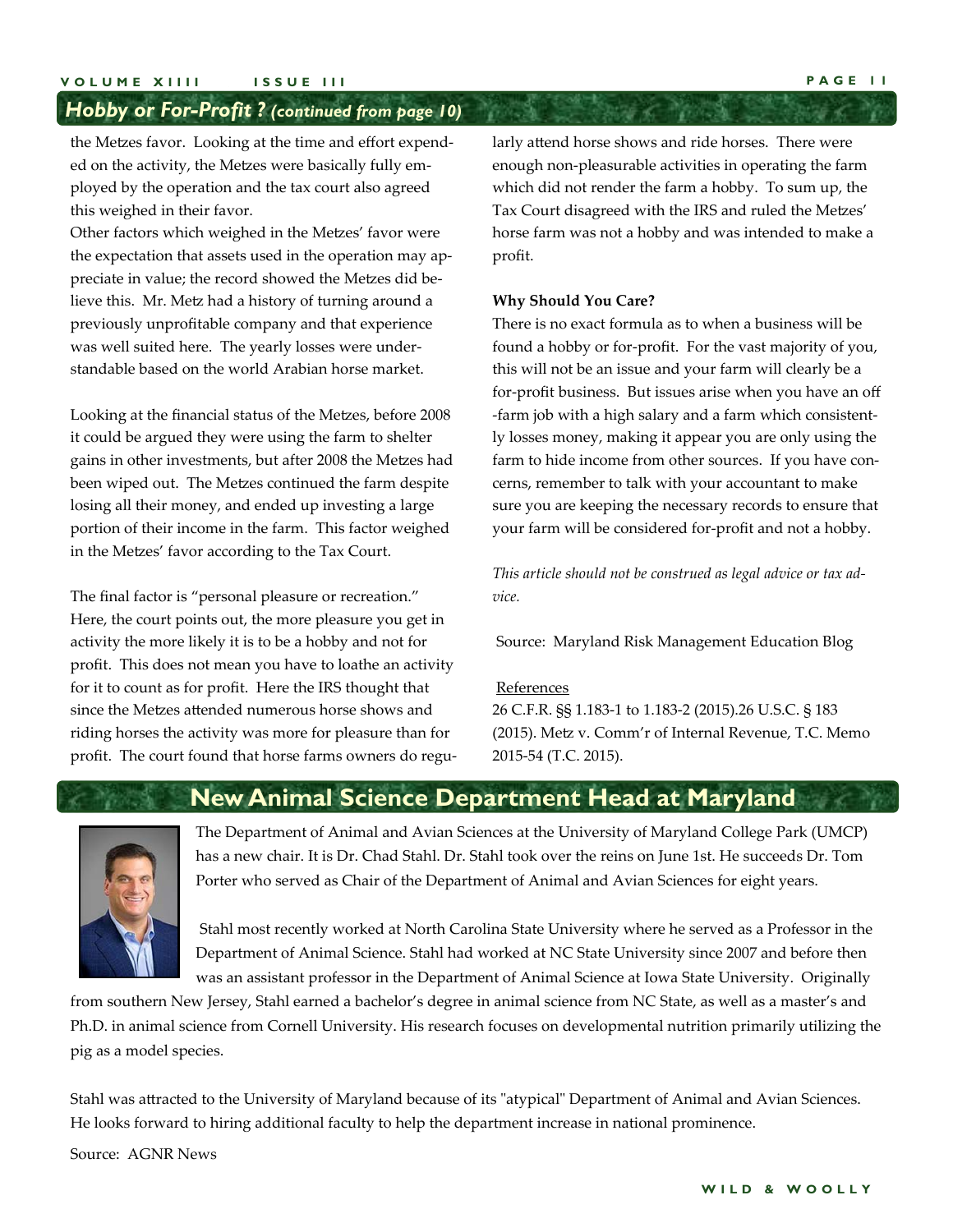## Hobby or For-Profit ? *(continued from page 10)*

the Metzes favor. Looking at the time and effort expended on the activity, the Metzes were basically fully employed by the operation and the tax court also agreed this weighed in their favor.

Other factors which weighed in the Metzes' favor were the expectation that assets used in the operation may appreciate in value; the record showed the Metzes did believe this. Mr. Metz had a history of turning around a previously unprofitable company and that experience was well suited here. The yearly losses were understandable based on the world Arabian horse market.

Looking at the financial status of the Metzes, before 2008 it could be argued they were using the farm to shelter gains in other investments, but after 2008 the Metzes had been wiped out. The Metzes continued the farm despite losing all their money, and ended up investing a large portion of their income in the farm. This factor weighed in the Metzes' favor according to the Tax Court.

The final factor is "personal pleasure or recreation." Here, the court points out, the more pleasure you get in activity the more likely it is to be a hobby and not for profit. This does not mean you have to loathe an activity for it to count as for profit. Here the IRS thought that since the Metzes attended numerous horse shows and riding horses the activity was more for pleasure than for profit. The court found that horse farms owners do regularly attend horse shows and ride horses. There were enough non-pleasurable activities in operating the farm which did not render the farm a hobby. To sum up, the Tax Court disagreed with the IRS and ruled the Metzes' horse farm was not a hobby and was intended to make a profit.

**Why Should You Care?**

There is no exact formula as to when a business will be found a hobby or for-profit. For the vast majority of you, this will not be an issue and your farm will clearly be a for-profit business. But issues arise when you have an off-farm job with a high salary and a farm which consistently losses money, making it appear you are only using the farm to hide income from other sources. If you have concerns, remember to talk with your accountant to make sure you are keeping the necessary records to ensure that your farm will be considered for-profit and not a hobby.

*This article should not be construed as legal advice or tax advice.*

Source: Maryland Risk Management Education Blog

References

26 C.F.R. §§ 1.183-1 to 1.183-2 (2015).26 U.S.C. § 183 (2015). Metz v. Comm'r of Internal Revenue, T.C. Memo 2015-54 (T.C. 2015).

## New Animal Science Department Head at Maryland

The Department of Animal and Avian Sciences at the University of Maryland College Park (UMCP) has a new chair. It is Dr. Chad Stahl. Dr. Stahl took over the reins on June 1st. He succeeds Dr. Tom Porter who served as Chair of the Department of Animal and Avian Sciences for eight years.

Stahl most recently worked at North Carolina State University where he served as a Professor in the Department of Animal Science. Stahl had worked at NC State University since 2007 and before then was an assistant professor in the Department of Animal Science at Iowa State University. Originally from southern New Jersey, Stahl earned a bachelor's degree in animal science from NC State, as well as a master's and Ph.D. in animal science from Cornell University. His research focuses on developmental nutrition primarily utilizing the pig as a model species.

Stahl was attracted to the University of Maryland because of its "atypical" Department of Animal and Avian Sciences. He looks forward to hiring additional faculty to help the department increase in national prominence.

Source: AGNR News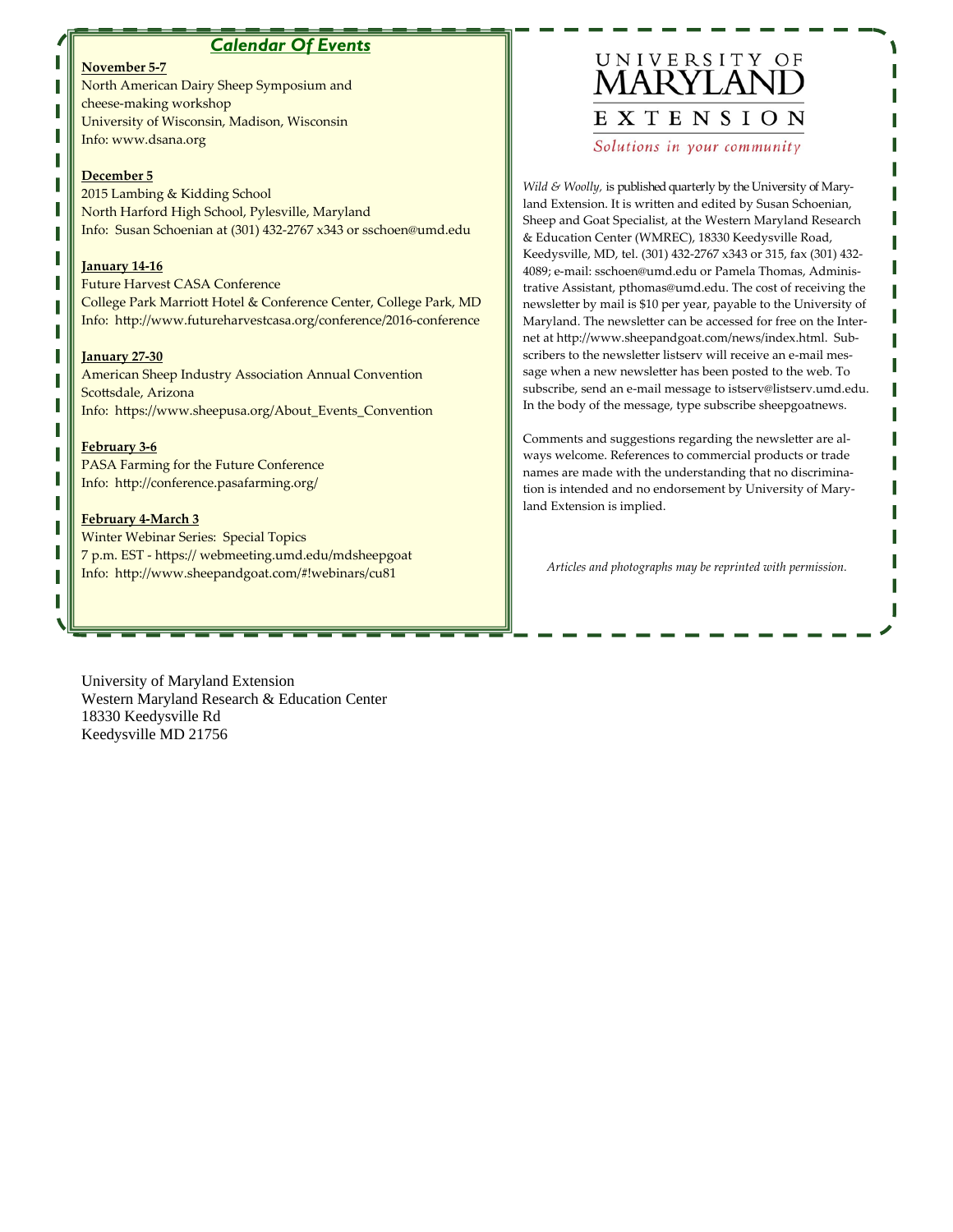## *Calendar Of Events*

**November 5-7**
North American Dairy Sheep Symposium and cheese-making workshop
University of Wisconsin, Madison, Wisconsin
Info: www.dsana.org

**December 5**
2015 Lambing & Kidding School
North Harford High School, Pylesville, Maryland
Info: Susan Schoenian at (301) 432-2767 x343 or sschoen@umd.edu

**January 14-16**
Future Harvest CASA Conference
College Park Marriott Hotel & Conference Center, College Park, MD
Info: http://www.futureharvestcasa.org/conference/2016-conference

**January 27-30**
American Sheep Industry Association Annual Convention
Scottsdale, Arizona
Info: https://www.sheepusa.org/About_Events_Convention

**February 3-6**
PASA Farming for the Future Conference
Info: http://conference.pasafarming.org/

**February 4-March 3**
Winter Webinar Series: Special Topics
7 p.m. EST - https:// webmeeting.umd.edu/mdsheepgoat
Info: http://www.sheepandgoat.com/#!webinars/cu81

UNIVERSITY OF MARYLAND EXTENSION
*Solutions in your community*

*Wild & Woolly,* is published quarterly by the University of Maryland Extension. It is written and edited by Susan Schoenian, Sheep and Goat Specialist, at the Western Maryland Research & Education Center (WMREC), 18330 Keedysville Road, Keedysville, MD, tel. (301) 432-2767 x343 or 315, fax (301) 432-4089; e-mail: sschoen@umd.edu or Pamela Thomas, Administrative Assistant, pthomas@umd.edu. The cost of receiving the newsletter by mail is $10 per year, payable to the University of Maryland. The newsletter can be accessed for free on the Internet at http://www.sheepandgoat.com/news/index.html. Subscribers to the newsletter listserv will receive an e-mail message when a new newsletter has been posted to the web. To subscribe, send an e-mail message to istserv@listserv.umd.edu. In the body of the message, type subscribe sheepgoatnews.

Comments and suggestions regarding the newsletter are always welcome. References to commercial products or trade names are made with the understanding that no discrimination is intended and no endorsement by University of Maryland Extension is implied.

*Articles and photographs may be reprinted with permission.*

University of Maryland Extension
Western Maryland Research & Education Center
18330 Keedysville Rd
Keedysville MD 21756